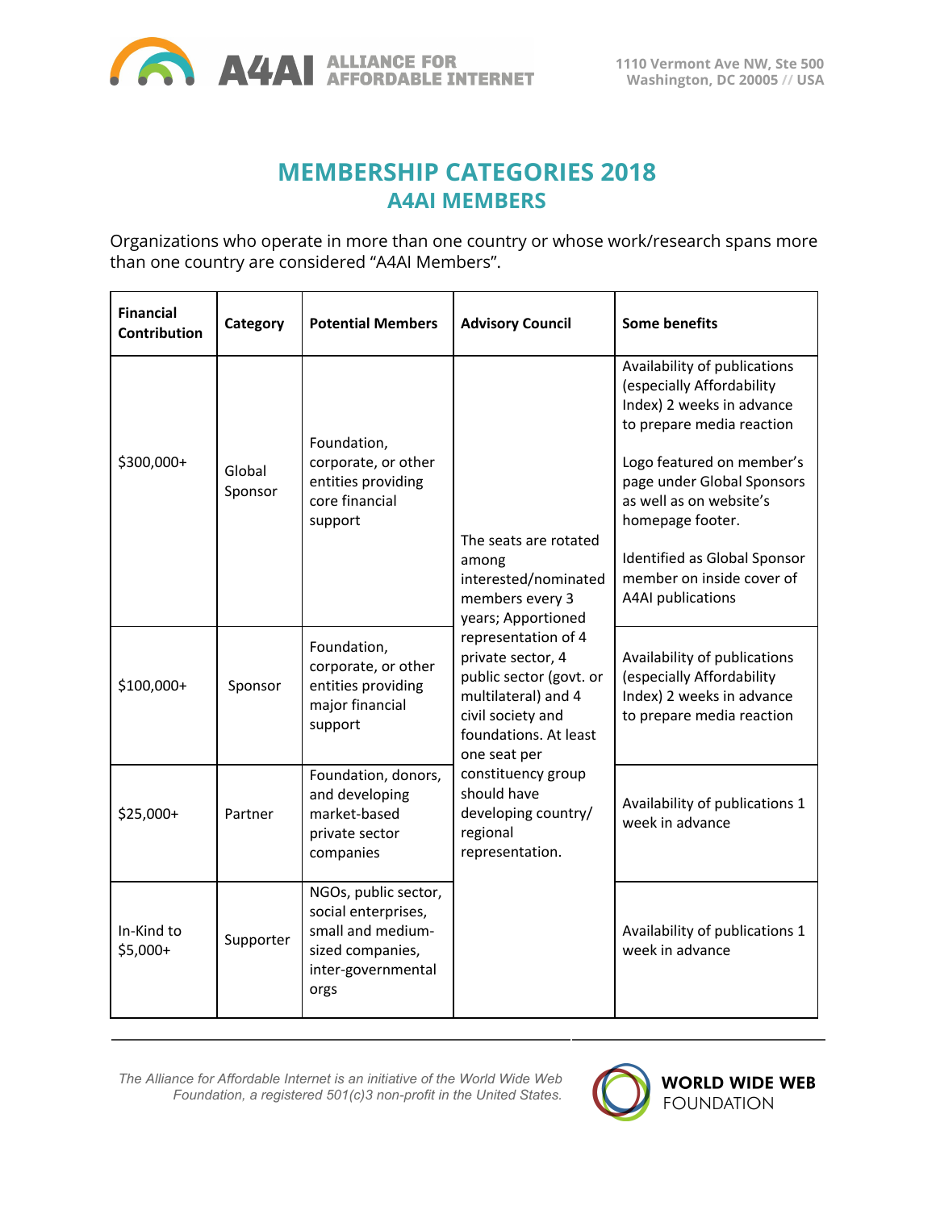# MEMBERSHIP CATEGORIES 2018
## A4AI MEMBERS

Organizations who operate in more than one country or whose work/research spans more than one country are considered "A4AI Members".

| Financial Contribution | Category | Potential Members | Advisory Council | Some benefits |
|---|---|---|---|---|
| $300,000+ | Global Sponsor | Foundation, corporate, or other entities providing core financial support | The seats are rotated among interested/nominated members every 3 years; Apportioned representation of 4 private sector, 4 public sector (govt. or multilateral) and 4 civil society and foundations. At least one seat per constituency group should have developing country/ regional representation. | Availability of publications (especially Affordability Index) 2 weeks in advance to prepare media reaction<br><br>Logo featured on member's page under Global Sponsors as well as on website's homepage footer.<br><br>Identified as Global Sponsor member on inside cover of A4AI publications |
| $100,000+ | Sponsor | Foundation, corporate, or other entities providing major financial support | | Availability of publications (especially Affordability Index) 2 weeks in advance to prepare media reaction |
| $25,000+ | Partner | Foundation, donors, and developing market-based private sector companies | | Availability of publications 1 week in advance |
| In-Kind to $5,000+ | Supporter | NGOs, public sector, social enterprises, small and medium-sized companies, inter-governmental orgs | | Availability of publications 1 week in advance |

*The Alliance for Affordable Internet is an initiative of the World Wide Web Foundation, a registered 501(c)3 non-profit in the United States.*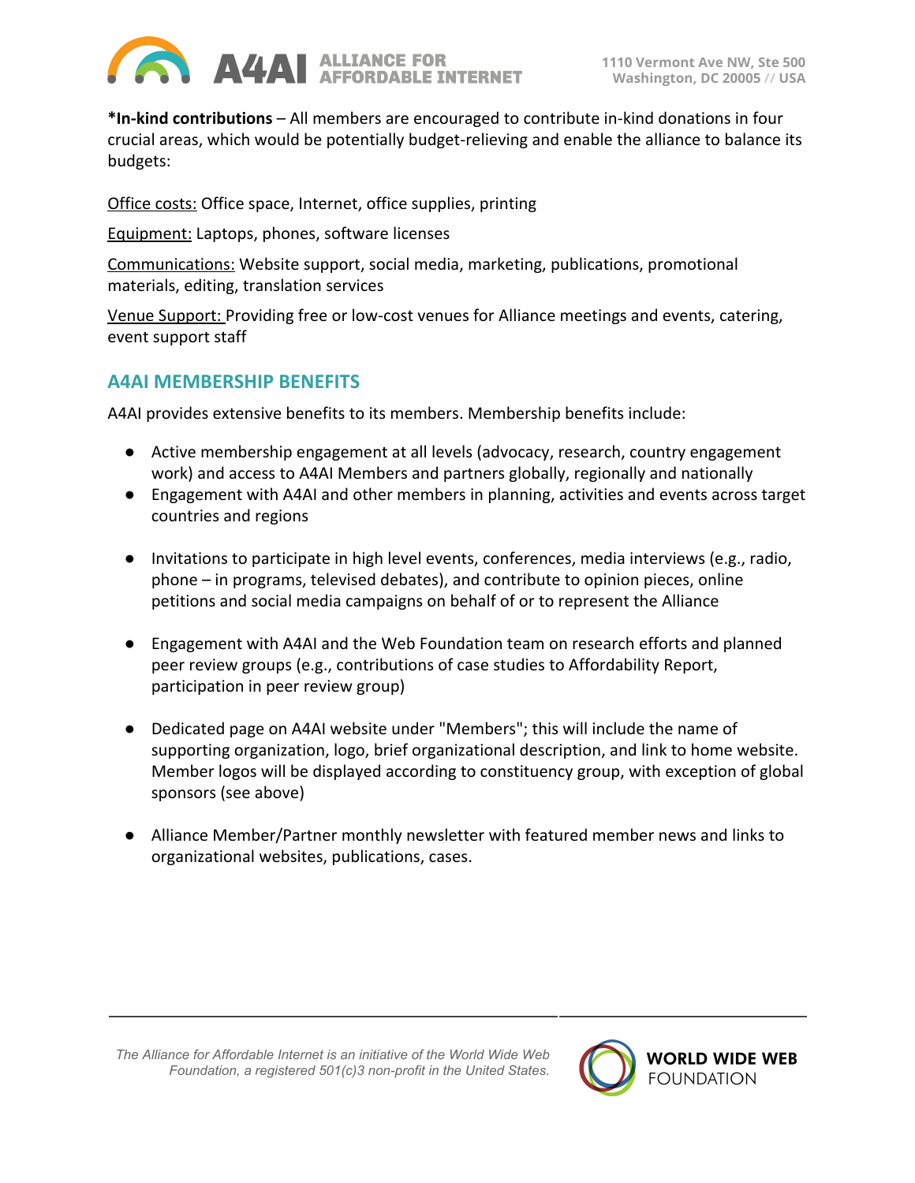**\*In-kind contributions** – All members are encouraged to contribute in-kind donations in four crucial areas, which would be potentially budget-relieving and enable the alliance to balance its budgets:

Office costs: Office space, Internet, office supplies, printing

Equipment: Laptops, phones, software licenses

Communications: Website support, social media, marketing, publications, promotional materials, editing, translation services

Venue Support: Providing free or low-cost venues for Alliance meetings and events, catering, event support staff

## A4AI MEMBERSHIP BENEFITS

A4AI provides extensive benefits to its members. Membership benefits include:

- Active membership engagement at all levels (advocacy, research, country engagement work) and access to A4AI Members and partners globally, regionally and nationally
- Engagement with A4AI and other members in planning, activities and events across target countries and regions
- Invitations to participate in high level events, conferences, media interviews (e.g., radio, phone – in programs, televised debates), and contribute to opinion pieces, online petitions and social media campaigns on behalf of or to represent the Alliance
- Engagement with A4AI and the Web Foundation team on research efforts and planned peer review groups (e.g., contributions of case studies to Affordability Report, participation in peer review group)
- Dedicated page on A4AI website under "Members"; this will include the name of supporting organization, logo, brief organizational description, and link to home website. Member logos will be displayed according to constituency group, with exception of global sponsors (see above)
- Alliance Member/Partner monthly newsletter with featured member news and links to organizational websites, publications, cases.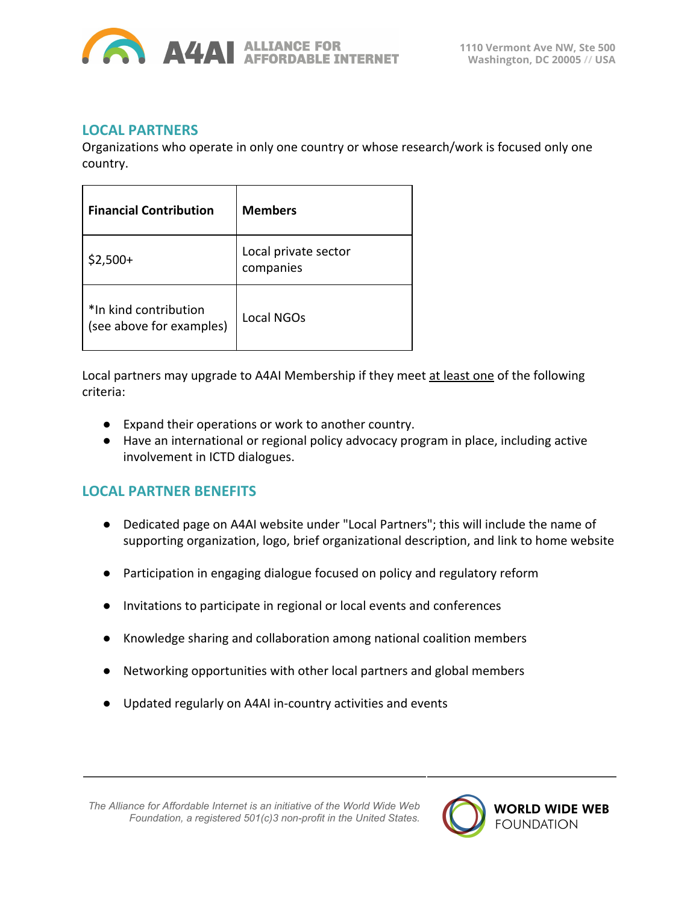## LOCAL PARTNERS

Organizations who operate in only one country or whose research/work is focused only one country.

| Financial Contribution | Members |
|---|---|
| $2,500+ | Local private sector companies |
| *In kind contribution (see above for examples) | Local NGOs |

Local partners may upgrade to A4AI Membership if they meet <u>at least one</u> of the following criteria:

- Expand their operations or work to another country.
- Have an international or regional policy advocacy program in place, including active involvement in ICTD dialogues.

## LOCAL PARTNER BENEFITS

- Dedicated page on A4AI website under "Local Partners"; this will include the name of supporting organization, logo, brief organizational description, and link to home website
- Participation in engaging dialogue focused on policy and regulatory reform
- Invitations to participate in regional or local events and conferences
- Knowledge sharing and collaboration among national coalition members
- Networking opportunities with other local partners and global members
- Updated regularly on A4AI in-country activities and events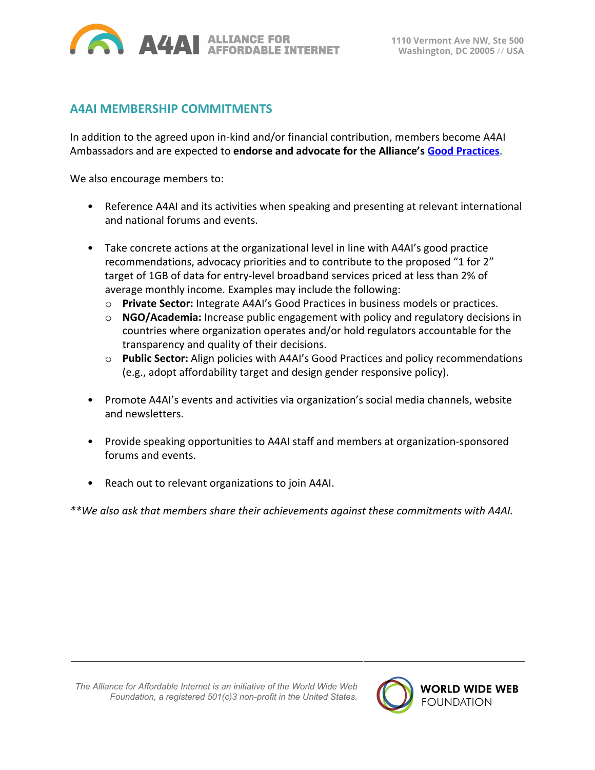## A4AI MEMBERSHIP COMMITMENTS

In addition to the agreed upon in-kind and/or financial contribution, members become A4AI Ambassadors and are expected to **endorse and advocate for the Alliance's Good Practices**.

We also encourage members to:

- Reference A4AI and its activities when speaking and presenting at relevant international and national forums and events.
- Take concrete actions at the organizational level in line with A4AI's good practice recommendations, advocacy priorities and to contribute to the proposed "1 for 2" target of 1GB of data for entry-level broadband services priced at less than 2% of average monthly income. Examples may include the following:
    - **Private Sector:** Integrate A4AI's Good Practices in business models or practices.
    - **NGO/Academia:** Increase public engagement with policy and regulatory decisions in countries where organization operates and/or hold regulators accountable for the transparency and quality of their decisions.
    - **Public Sector:** Align policies with A4AI's Good Practices and policy recommendations (e.g., adopt affordability target and design gender responsive policy).
- Promote A4AI's events and activities via organization's social media channels, website and newsletters.
- Provide speaking opportunities to A4AI staff and members at organization-sponsored forums and events.
- Reach out to relevant organizations to join A4AI.

*\*\*We also ask that members share their achievements against these commitments with A4AI.*